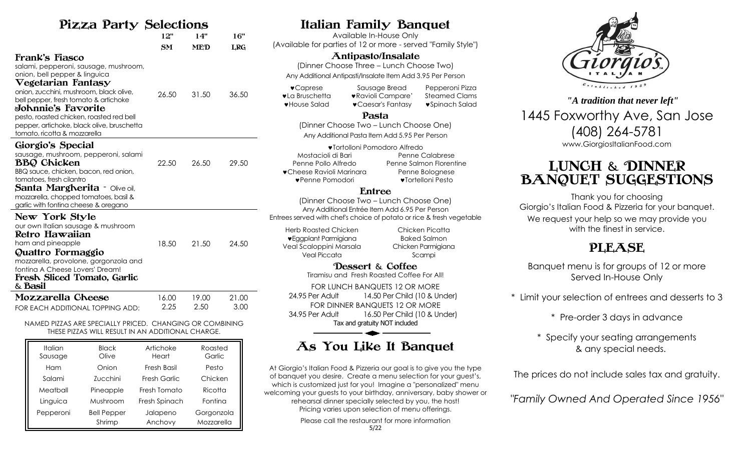# Pizza Party Selections

| | 12" SM | 14" MED | 16" LRG |
|---|---|---|---|
| **Frank's Fiasco** salami, pepperoni, sausage, mushroom, onion, bell pepper & linguica **Vegetarian Fantasy** onion, zucchini, mushroom, black olive, bell pepper, fresh tomato & artichoke **Johnnie's Favorite** pesto, roasted chicken, roasted red bell pepper, artichoke, black olive, bruschetta tomato, ricotta & mozzarella | 26.50 | 31.50 | 36.50 |
| **Giorgio's Special** sausage, mushroom, pepperoni, salami **BBQ Chicken** BBQ sauce, chicken, bacon, red onion, tomatoes, fresh cilantro **Santa Margherita** - Olive oil, mozzarella, chopped tomatoes, basil & garlic with fontina cheese & oregano | 22.50 | 26.50 | 29.50 |
| **New York Style** our own Italian sausage & mushroom **Retro Hawaiian** ham and pineapple **Quattro Formaggio** mozzarella, provolone, gorgonzola and fontina A Cheese Lovers' Dream! **Fresh Sliced Tomato, Garlic & Basil** | 18.50 | 21.50 | 24.50 |
| **Mozzarella Cheese** | 16.00 | 19.00 | 21.00 |
| FOR EACH ADDITIONAL TOPPING ADD: | 2.25 | 2.50 | 3.00 |

NAMED PIZZAS ARE SPECIALLY PRICED. CHANGING OR COMBINING THESE PIZZAS WILL RESULT IN AN ADDITIONAL CHARGE.

| | | | |
|---|---|---|---|
| Italian Sausage | Black Olive | Artichoke Heart | Roasted Garlic |
| Ham | Onion | Fresh Basil | Pesto |
| Salami | Zucchini | Fresh Garlic | Chicken |
| Meatball | Pineapple | Fresh Tomato | Ricotta |
| Linguica | Mushroom | Fresh Spinach | Fontina |
| Pepperoni | Bell Pepper | Jalapeno | Gorgonzola |
| | Shrimp | Anchovy | Mozzarella |

# Italian Family Banquet

Available In-House Only
(Available for parties of 12 or more - served "Family Style")

## Antipasto/Insalate

(Dinner Choose Three – Lunch Choose Two)
Any Additional Antipasti/Insalate Item Add 3.95 Per Person

- ♥Caprese
- Sausage Bread
- Pepperoni Pizza
- ♥La Bruschetta
- ♥Ravioli Campare'
- Steamed Clams
- ♥House Salad
- ♥Caesar's Fantasy
- ♥Spinach Salad

## Pasta

(Dinner Choose Two – Lunch Choose One)
Any Additional Pasta Item Add 5.95 Per Person

- ♥Tortolloni Pomodoro Alfredo
- Mostacioli di Bari
- Penne Calabrese
- Penne Pollo Alfredo
- Penne Salmon Florentine
- ♥Cheese Ravioli Marinara
- Penne Bolognese
- ♥Penne Pomodori
- ♥Tortelloni Pesto

## Entree

(Dinner Choose Two – Lunch Choose One)
Any Additional Entrée Item Add 6.95 Per Person
Entrees served with chef's choice of potato or rice & fresh vegetable

- Herb Roasted Chicken
- Chicken Picatta
- ♥Eggplant Parmigiana
- Baked Salmon
- Veal Scaloppini Marsala
- Chicken Parmigiana
- Veal Piccata
- Scampi

## Dessert & Coffee

Tiramisu and Fresh Roasted Coffee For All!

FOR LUNCH BANQUETS 12 OR MORE
24.95 Per Adult — 14.50 Per Child (10 & Under)

FOR DINNER BANQUETS 12 OR MORE
34.95 Per Adult — 16.50 Per Child (10 & Under)

Tax and gratuity NOT included

# As You Like It Banquet

At Giorgio's Italian Food & Pizzeria our goal is to give you the type of banquet you desire. Create a menu selection for your guest's, which is customized just for you! Imagine a "personalized" menu welcoming your guests to your birthday, anniversary, baby shower or rehearsal dinner specially selected by you, the host! Pricing varies upon selection of menu offerings.

Please call the restaurant for more information

5/22

Giorgio's ITALIAN Established 1959

*"A tradition that never left"*

1445 Foxworthy Ave, San Jose
(408) 264-5781
www.GiorgiosItalianFood.com

# LUNCH & DINNER BANQUET SUGGESTIONS

Thank you for choosing Giorgio's Italian Food & Pizzeria for your banquet.
We request your help so we may provide you with the finest in service.

## PLEASE

Banquet menu is for groups of 12 or more
Served In-House Only

- * Limit your selection of entrees and desserts to 3
- * Pre-order 3 days in advance
- * Specify your seating arrangements & any special needs.

The prices do not include sales tax and gratuity.

*"Family Owned And Operated Since 1956"*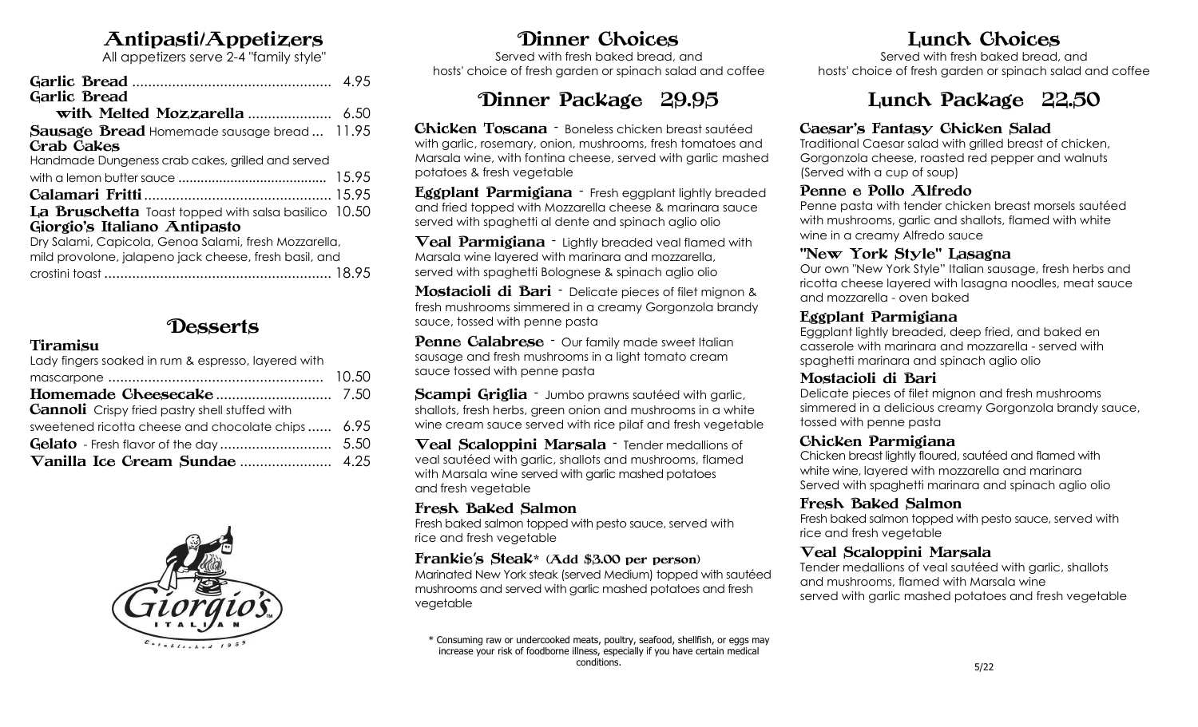## Antipasti/Appetizers

All appetizers serve 2-4 "family style"

**Garlic Bread** .... 4.95

**Garlic Bread with Melted Mozzarella** .... 6.50

**Sausage Bread** Homemade sausage bread .... 11.95

**Crab Cakes**
Handmade Dungeness crab cakes, grilled and served with a lemon butter sauce .... 15.95

**Calamari Fritti** .... 15.95

**La Bruschetta** Toast topped with salsa basilico 10.50

**Giorgio's Italiano Antipasto**
Dry Salami, Capicola, Genoa Salami, fresh Mozzarella, mild provolone, jalapeno jack cheese, fresh basil, and crostini toast .... 18.95

## Desserts

**Tiramisu**
Lady fingers soaked in rum & espresso, layered with mascarpone .... 10.50

**Homemade Cheesecake** .... 7.50

**Cannoli** Crispy fried pastry shell stuffed with sweetened ricotta cheese and chocolate chips .... 6.95

**Gelato** - Fresh flavor of the day .... 5.50

**Vanilla Ice Cream Sundae** .... 4.25

Giorgio's ITALIAN
Established 1959

## Dinner Choices

Served with fresh baked bread, and hosts' choice of fresh garden or spinach salad and coffee

## Dinner Package 29.95

**Chicken Toscana** - Boneless chicken breast sautéed with garlic, rosemary, onion, mushrooms, fresh tomatoes and Marsala wine, with fontina cheese, served with garlic mashed potatoes & fresh vegetable

**Eggplant Parmigiana** - Fresh eggplant lightly breaded and fried topped with Mozzarella cheese & marinara sauce served with spaghetti al dente and spinach aglio olio

**Veal Parmigiana** - Lightly breaded veal flamed with Marsala wine layered with marinara and mozzarella, served with spaghetti Bolognese & spinach aglio olio

**Mostacioli di Bari** - Delicate pieces of filet mignon & fresh mushrooms simmered in a creamy Gorgonzola brandy sauce, tossed with penne pasta

**Penne Calabrese** - Our family made sweet Italian sausage and fresh mushrooms in a light tomato cream sauce tossed with penne pasta

**Scampi Griglia** - Jumbo prawns sautéed with garlic, shallots, fresh herbs, green onion and mushrooms in a white wine cream sauce served with rice pilaf and fresh vegetable

**Veal Scaloppini Marsala** - Tender medallions of veal sautéed with garlic, shallots and mushrooms, flamed with Marsala wine served with garlic mashed potatoes and fresh vegetable

**Fresh Baked Salmon**
Fresh baked salmon topped with pesto sauce, served with rice and fresh vegetable

**Frankie's Steak\* (Add $3.00 per person)**
Marinated New York steak (served Medium) topped with sautéed mushrooms and served with garlic mashed potatoes and fresh vegetable

\* Consuming raw or undercooked meats, poultry, seafood, shellfish, or eggs may increase your risk of foodborne illness, especially if you have certain medical conditions.

## Lunch Choices

Served with fresh baked bread, and hosts' choice of fresh garden or spinach salad and coffee

## Lunch Package 22.50

**Caesar's Fantasy Chicken Salad**
Traditional Caesar salad with grilled breast of chicken, Gorgonzola cheese, roasted red pepper and walnuts (Served with a cup of soup)

**Penne e Pollo Alfredo**
Penne pasta with tender chicken breast morsels sautéed with mushrooms, garlic and shallots, flamed with white wine in a creamy Alfredo sauce

**"New York Style" Lasagna**
Our own "New York Style" Italian sausage, fresh herbs and ricotta cheese layered with lasagna noodles, meat sauce and mozzarella - oven baked

**Eggplant Parmigiana**
Eggplant lightly breaded, deep fried, and baked en casserole with marinara and mozzarella - served with spaghetti marinara and spinach aglio olio

**Mostacioli di Bari**
Delicate pieces of filet mignon and fresh mushrooms simmered in a delicious creamy Gorgonzola brandy sauce, tossed with penne pasta

**Chicken Parmigiana**
Chicken breast lightly floured, sautéed and flamed with white wine, layered with mozzarella and marinara
Served with spaghetti marinara and spinach aglio olio

**Fresh Baked Salmon**
Fresh baked salmon topped with pesto sauce, served with rice and fresh vegetable

**Veal Scaloppini Marsala**
Tender medallions of veal sautéed with garlic, shallots and mushrooms, flamed with Marsala wine served with garlic mashed potatoes and fresh vegetable

5/22